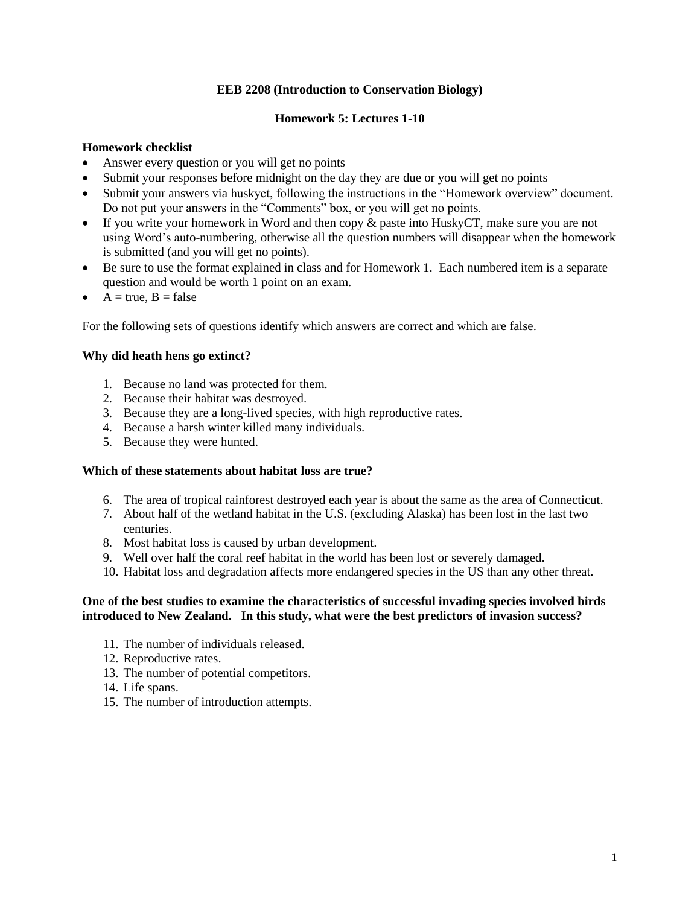# EEB 2208 (Introduction to Conservation Biology)

## Homework 5: Lectures 1-10

**Homework checklist**

- Answer every question or you will get no points
- Submit your responses before midnight on the day they are due or you will get no points
- Submit your answers via huskyct, following the instructions in the "Homework overview" document. Do not put your answers in the "Comments" box, or you will get no points.
- If you write your homework in Word and then copy & paste into HuskyCT, make sure you are not using Word's auto-numbering, otherwise all the question numbers will disappear when the homework is submitted (and you will get no points).
- Be sure to use the format explained in class and for Homework 1. Each numbered item is a separate question and would be worth 1 point on an exam.
- A = true, B = false

For the following sets of questions identify which answers are correct and which are false.

**Why did heath hens go extinct?**

1. Because no land was protected for them.
2. Because their habitat was destroyed.
3. Because they are a long-lived species, with high reproductive rates.
4. Because a harsh winter killed many individuals.
5. Because they were hunted.

**Which of these statements about habitat loss are true?**

6. The area of tropical rainforest destroyed each year is about the same as the area of Connecticut.
7. About half of the wetland habitat in the U.S. (excluding Alaska) has been lost in the last two centuries.
8. Most habitat loss is caused by urban development.
9. Well over half the coral reef habitat in the world has been lost or severely damaged.
10. Habitat loss and degradation affects more endangered species in the US than any other threat.

**One of the best studies to examine the characteristics of successful invading species involved birds introduced to New Zealand. In this study, what were the best predictors of invasion success?**

11. The number of individuals released.
12. Reproductive rates.
13. The number of potential competitors.
14. Life spans.
15. The number of introduction attempts.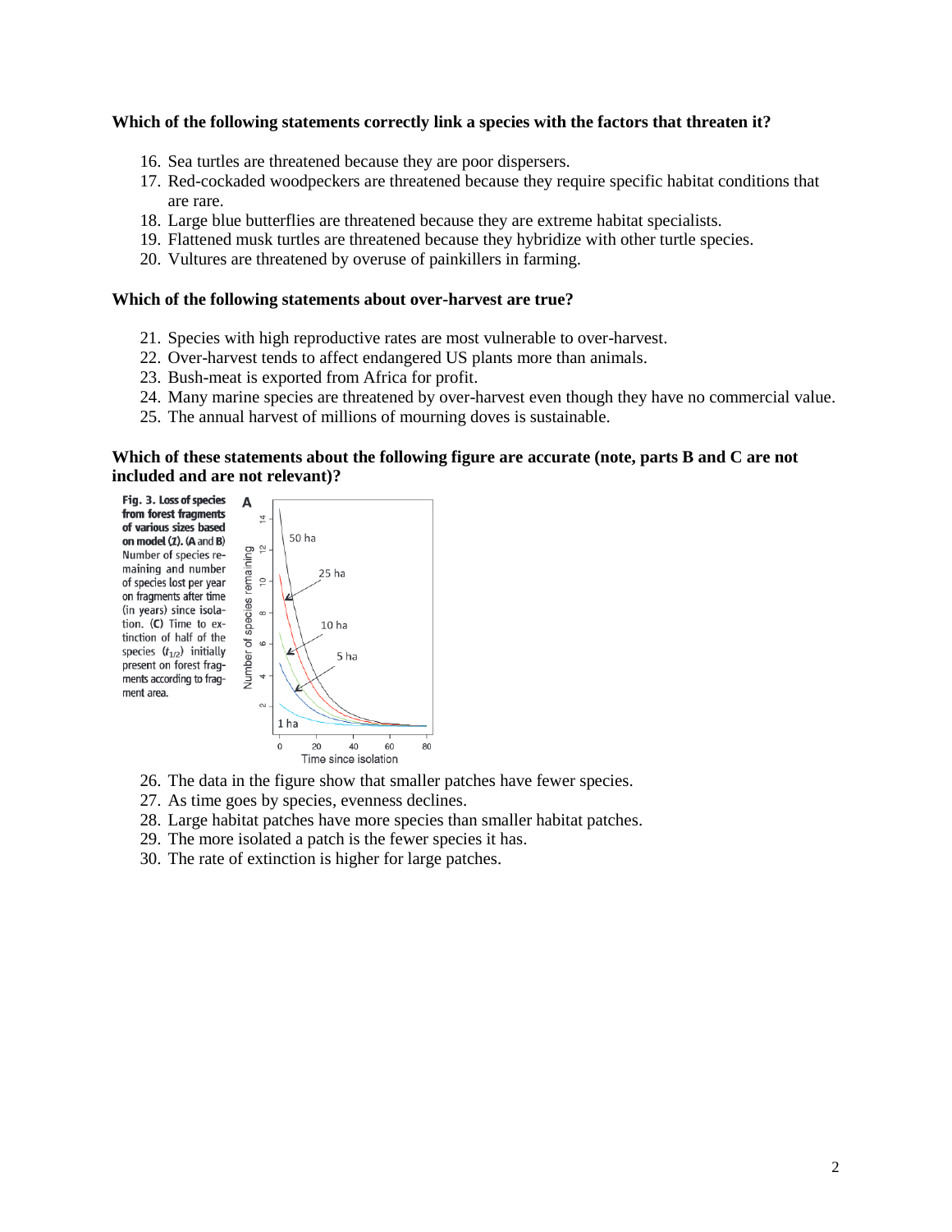**Which of the following statements correctly link a species with the factors that threaten it?**

16. Sea turtles are threatened because they are poor dispersers.
17. Red-cockaded woodpeckers are threatened because they require specific habitat conditions that are rare.
18. Large blue butterflies are threatened because they are extreme habitat specialists.
19. Flattened musk turtles are threatened because they hybridize with other turtle species.
20. Vultures are threatened by overuse of painkillers in farming.

**Which of the following statements about over-harvest are true?**

21. Species with high reproductive rates are most vulnerable to over-harvest.
22. Over-harvest tends to affect endangered US plants more than animals.
23. Bush-meat is exported from Africa for profit.
24. Many marine species are threatened by over-harvest even though they have no commercial value.
25. The annual harvest of millions of mourning doves is sustainable.

**Which of these statements about the following figure are accurate (note, parts B and C are not included and are not relevant)?**

**Fig. 3. Loss of species from forest fragments of various sizes based on model (1). (A and B)** Number of species remaining and number of species lost per year on fragments after time (in years) since isolation. **(C)** Time to extinction of half of the species ($t_{1/2}$) initially present on forest fragments according to fragment area.

26. The data in the figure show that smaller patches have fewer species.
27. As time goes by species, evenness declines.
28. Large habitat patches have more species than smaller habitat patches.
29. The more isolated a patch is the fewer species it has.
30. The rate of extinction is higher for large patches.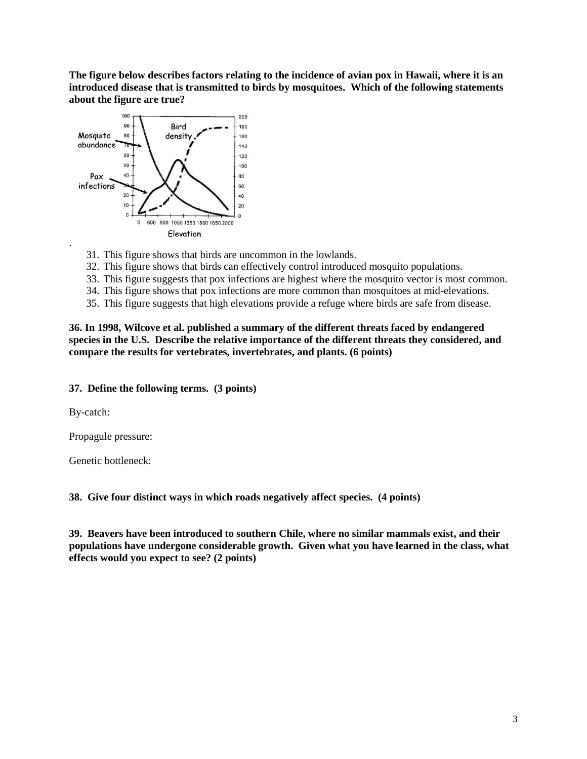**The figure below describes factors relating to the incidence of avian pox in Hawaii, where it is an introduced disease that is transmitted to birds by mosquitoes. Which of the following statements about the figure are true?**

Mosquito abundance

Pox infections

Bird density

100
90
80
70
60
50
40
30
20
10
0

200
180
160
140
120
100
80
60
40
20
0

0 600 900 1050 1350 1500 1650 2000

Elevation

31. This figure shows that birds are uncommon in the lowlands.
32. This figure shows that birds can effectively control introduced mosquito populations.
33. This figure suggests that pox infections are highest where the mosquito vector is most common.
34. This figure shows that pox infections are more common than mosquitoes at mid-elevations.
35. This figure suggests that high elevations provide a refuge where birds are safe from disease.

**36. In 1998, Wilcove et al. published a summary of the different threats faced by endangered species in the U.S. Describe the relative importance of the different threats they considered, and compare the results for vertebrates, invertebrates, and plants. (6 points)**

**37. Define the following terms. (3 points)**

By-catch:

Propagule pressure:

Genetic bottleneck:

**38. Give four distinct ways in which roads negatively affect species. (4 points)**

**39. Beavers have been introduced to southern Chile, where no similar mammals exist, and their populations have undergone considerable growth. Given what you have learned in the class, what effects would you expect to see? (2 points)**